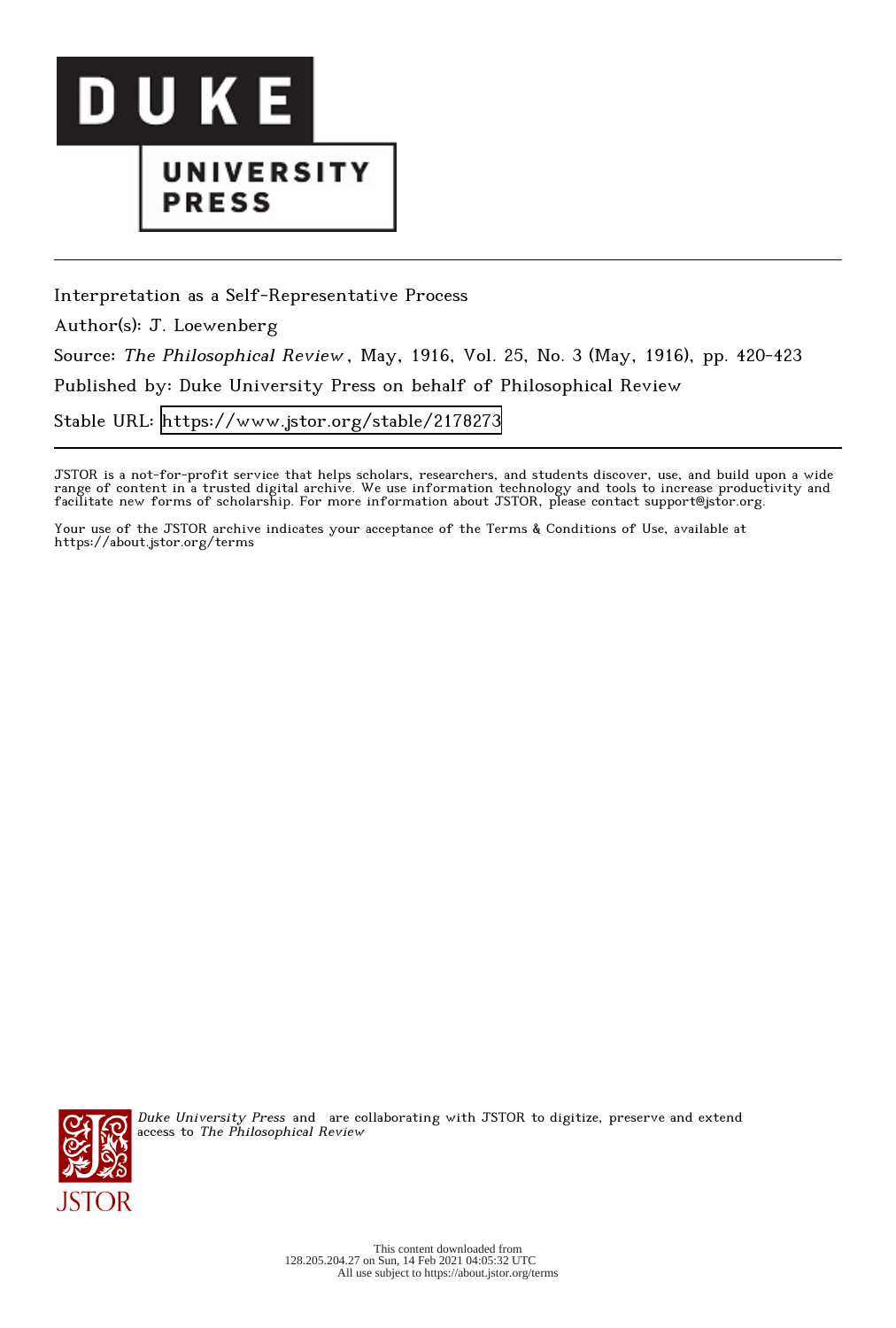Interpretation as a Self-Representative Process

Author(s): J. Loewenberg

Source: *The Philosophical Review*, May, 1916, Vol. 25, No. 3 (May, 1916), pp. 420-423

Published by: Duke University Press on behalf of Philosophical Review

Stable URL: https://www.jstor.org/stable/2178273

JSTOR is a not-for-profit service that helps scholars, researchers, and students discover, use, and build upon a wide range of content in a trusted digital archive. We use information technology and tools to increase productivity and facilitate new forms of scholarship. For more information about JSTOR, please contact support@jstor.org.

Your use of the JSTOR archive indicates your acceptance of the Terms & Conditions of Use, available at https://about.jstor.org/terms

*Duke University Press* and are collaborating with JSTOR to digitize, preserve and extend access to *The Philosophical Review*

This content downloaded from 128.205.204.27 on Sun, 14 Feb 2021 04:05:32 UTC
All use subject to https://about.jstor.org/terms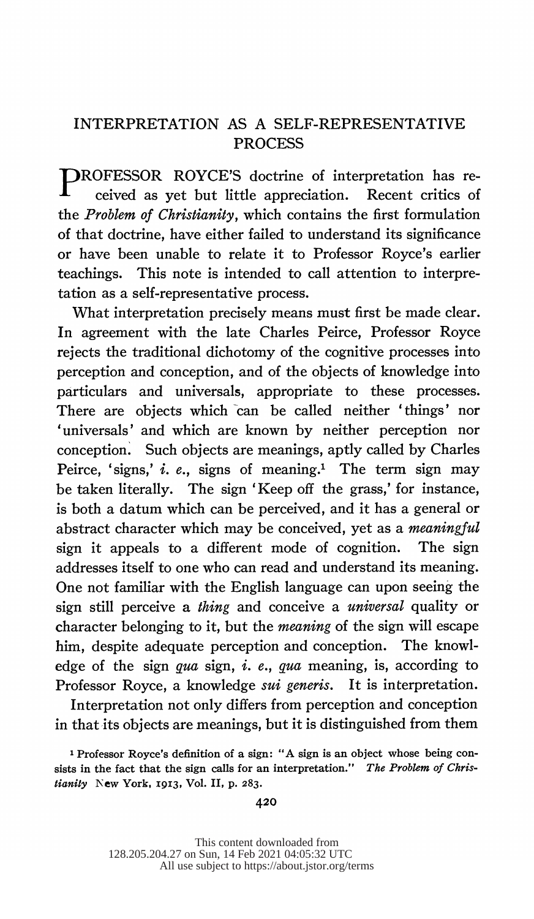# INTERPRETATION AS A SELF-REPRESENTATIVE PROCESS

PROFESSOR ROYCE'S doctrine of interpretation has received as yet but little appreciation. Recent critics of the *Problem of Christianity*, which contains the first formulation of that doctrine, have either failed to understand its significance or have been unable to relate it to Professor Royce's earlier teachings. This note is intended to call attention to interpretation as a self-representative process.

What interpretation precisely means must first be made clear. In agreement with the late Charles Peirce, Professor Royce rejects the traditional dichotomy of the cognitive processes into perception and conception, and of the objects of knowledge into particulars and universals, appropriate to these processes. There are objects which can be called neither 'things' nor 'universals' and which are known by neither perception nor conception. Such objects are meanings, aptly called by Charles Peirce, 'signs,' *i. e.*, signs of meaning.[1] The term sign may be taken literally. The sign 'Keep off the grass,' for instance, is both a datum which can be perceived, and it has a general or abstract character which may be conceived, yet as a *meaningful* sign it appeals to a different mode of cognition. The sign addresses itself to one who can read and understand its meaning. One not familiar with the English language can upon seeing the sign still perceive a *thing* and conceive a *universal* quality or character belonging to it, but the *meaning* of the sign will escape him, despite adequate perception and conception. The knowledge of the sign *qua* sign, *i. e.*, *qua* meaning, is, according to Professor Royce, a knowledge *sui generis*. It is interpretation.

Interpretation not only differs from perception and conception in that its objects are meanings, but it is distinguished from them

[1] Professor Royce's definition of a sign: "A sign is an object whose being consists in the fact that the sign calls for an interpretation." *The Problem of Christianity* New York, 1913, Vol. II, p. 283.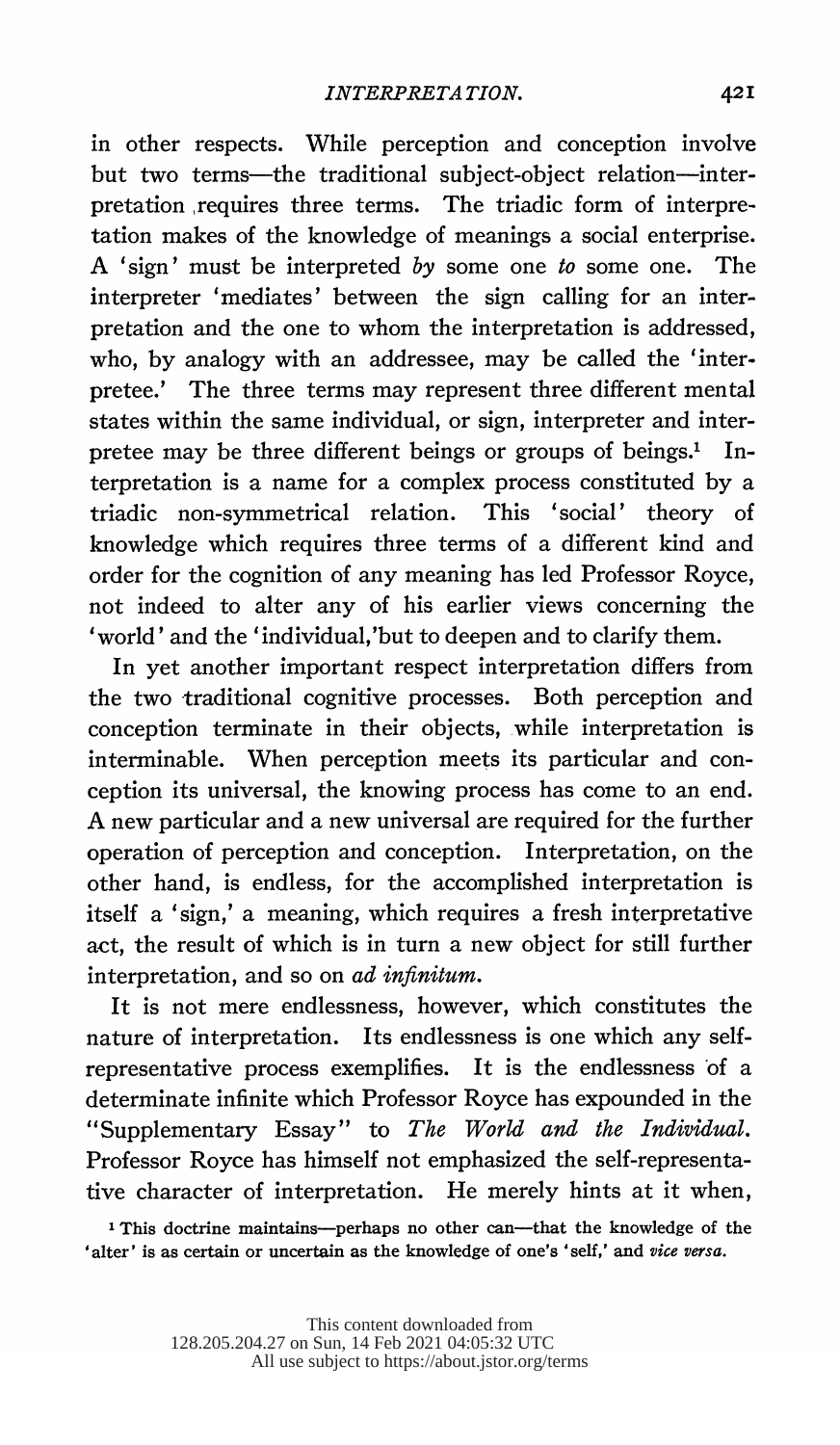in other respects. While perception and conception involve but two terms—the traditional subject-object relation—interpretation requires three terms. The triadic form of interpretation makes of the knowledge of meanings a social enterprise. A 'sign' must be interpreted *by* some one *to* some one. The interpreter 'mediates' between the sign calling for an interpretation and the one to whom the interpretation is addressed, who, by analogy with an addressee, may be called the 'interpretee.' The three terms may represent three different mental states within the same individual, or sign, interpreter and interpretee may be three different beings or groups of beings.[1] Interpretation is a name for a complex process constituted by a triadic non-symmetrical relation. This 'social' theory of knowledge which requires three terms of a different kind and order for the cognition of any meaning has led Professor Royce, not indeed to alter any of his earlier views concerning the 'world' and the 'individual,' but to deepen and to clarify them.

In yet another important respect interpretation differs from the two traditional cognitive processes. Both perception and conception terminate in their objects, while interpretation is interminable. When perception meets its particular and conception its universal, the knowing process has come to an end. A new particular and a new universal are required for the further operation of perception and conception. Interpretation, on the other hand, is endless, for the accomplished interpretation is itself a 'sign,' a meaning, which requires a fresh interpretative act, the result of which is in turn a new object for still further interpretation, and so on *ad infinitum*.

It is not mere endlessness, however, which constitutes the nature of interpretation. Its endlessness is one which any self-representative process exemplifies. It is the endlessness of a determinate infinite which Professor Royce has expounded in the "Supplementary Essay" to *The World and the Individual*. Professor Royce has himself not emphasized the self-representative character of interpretation. He merely hints at it when,

[1] This doctrine maintains—perhaps no other can—that the knowledge of the 'alter' is as certain or uncertain as the knowledge of one's 'self,' and *vice versa*.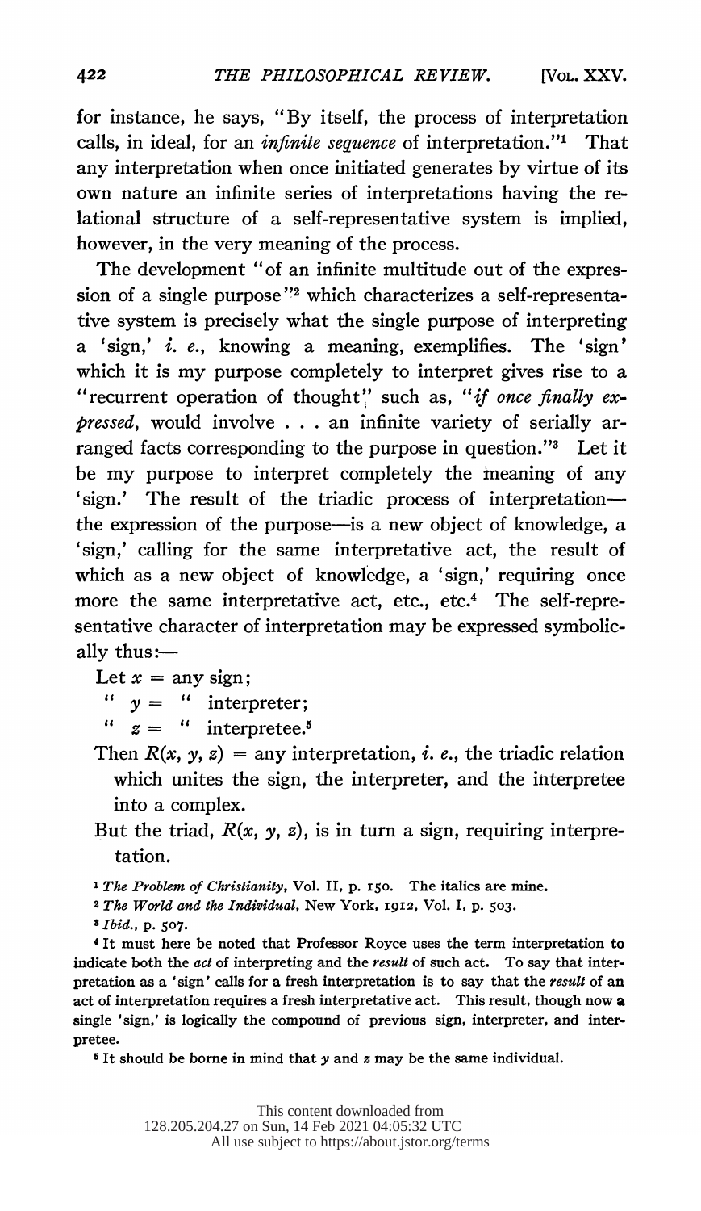for instance, he says, "By itself, the process of interpretation calls, in ideal, for an *infinite sequence* of interpretation."[1] That any interpretation when once initiated generates by virtue of its own nature an infinite series of interpretations having the relational structure of a self-representative system is implied, however, in the very meaning of the process.

The development "of an infinite multitude out of the expression of a single purpose"[2] which characterizes a self-representative system is precisely what the single purpose of interpreting a 'sign,' *i. e.*, knowing a meaning, exemplifies. The 'sign' which it is my purpose completely to interpret gives rise to a "recurrent operation of thought" such as, "*if once finally expressed*, would involve . . . an infinite variety of serially arranged facts corresponding to the purpose in question."[3] Let it be my purpose to interpret completely the meaning of any 'sign.' The result of the triadic process of interpretation—the expression of the purpose—is a new object of knowledge, a 'sign,' calling for the same interpretative act, the result of which as a new object of knowledge, a 'sign,' requiring once more the same interpretative act, etc., etc.[4] The self-representative character of interpretation may be expressed symbolically thus:—

Let $x$ = any sign;
" $y$ = " interpreter;
" $z$ = " interpretee.[5]

Then $R(x, y, z)$ = any interpretation, *i. e.*, the triadic relation which unites the sign, the interpreter, and the interpretee into a complex.

But the triad, $R(x, y, z)$, is in turn a sign, requiring interpretation.

[1] *The Problem of Christianity*, Vol. II, p. 150. The italics are mine.

[2] *The World and the Individual*, New York, 1912, Vol. I, p. 503.

[3] *Ibid.*, p. 507.

[4] It must here be noted that Professor Royce uses the term interpretation to indicate both the *act* of interpreting and the *result* of such act. To say that interpretation as a 'sign' calls for a fresh interpretation is to say that the *result* of an act of interpretation requires a fresh interpretative act. This result, though now a single 'sign,' is logically the compound of previous sign, interpreter, and interpretee.

[5] It should be borne in mind that $y$ and $z$ may be the same individual.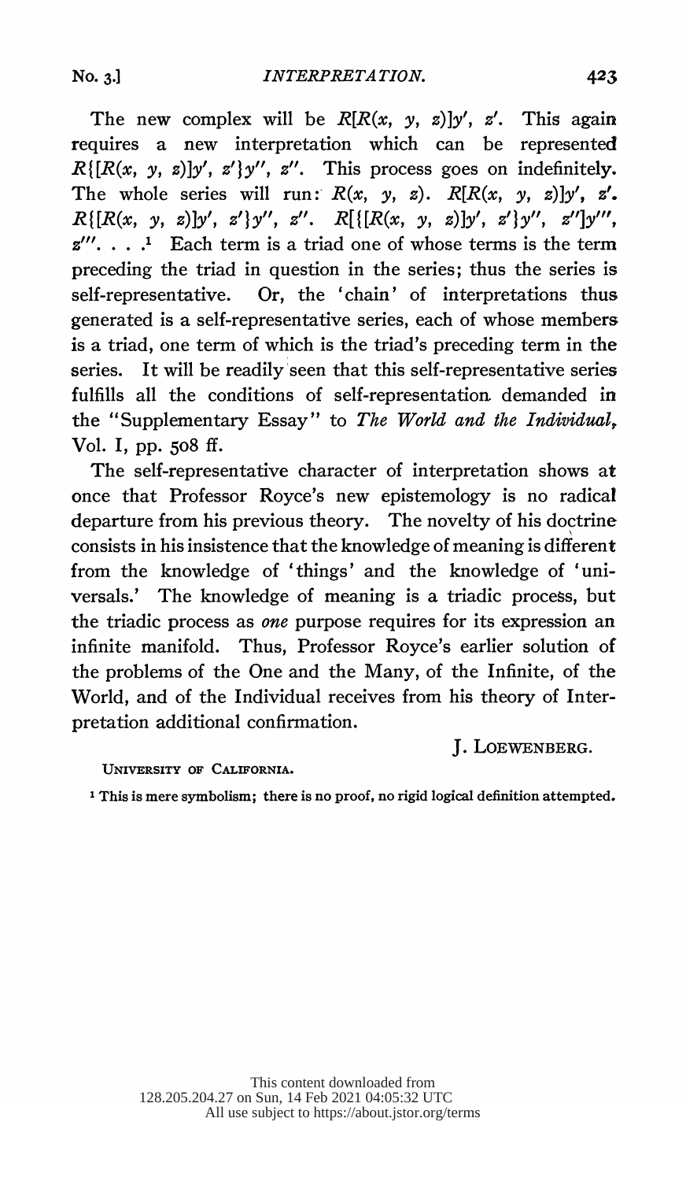The new complex will be $R[R(x, y, z)]y', z'$. This again requires a new interpretation which can be represented $R\{[R(x, y, z)]y', z'\}y'', z''$. This process goes on indefinitely. The whole series will run: $R(x, y, z)$. $R[R(x, y, z)]y', z'$. $R\{[R(x, y, z)]y', z'\}y'', z''$. $R[\{[R(x, y, z)]y', z'\}y'', z'']y''', z'''$. . . .[1] Each term is a triad one of whose terms is the term preceding the triad in question in the series; thus the series is self-representative. Or, the 'chain' of interpretations thus generated is a self-representative series, each of whose members is a triad, one term of which is the triad's preceding term in the series. It will be readily seen that this self-representative series fulfills all the conditions of self-representation demanded in the "Supplementary Essay" to *The World and the Individual*, Vol. I, pp. 508 ff.

The self-representative character of interpretation shows at once that Professor Royce's new epistemology is no radical departure from his previous theory. The novelty of his doctrine consists in his insistence that the knowledge of meaning is different from the knowledge of 'things' and the knowledge of 'universals.' The knowledge of meaning is a triadic process, but the triadic process as *one* purpose requires for its expression an infinite manifold. Thus, Professor Royce's earlier solution of the problems of the One and the Many, of the Infinite, of the World, and of the Individual receives from his theory of Interpretation additional confirmation.

J. LOEWENBERG.

UNIVERSITY OF CALIFORNIA.

[1] This is mere symbolism; there is no proof, no rigid logical definition attempted.